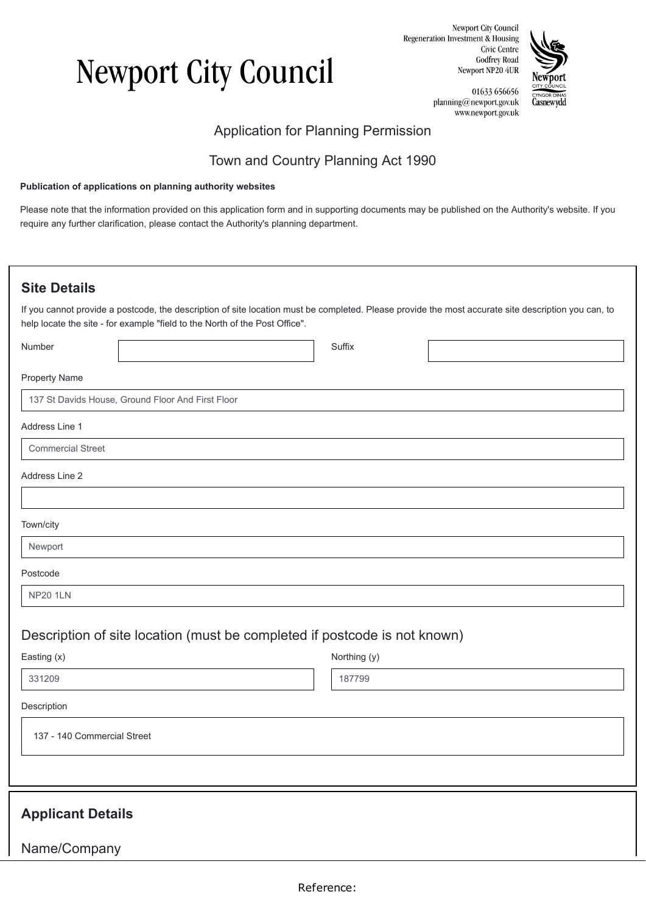# Newport City Council

Newport City Council
Regeneration Investment & Housing
Civic Centre
Godfrey Road
Newport NP20 4UR

01633 656656
planning@newport.gov.uk
www.newport.gov.uk

Newport
CITY COUNCIL
CYNGOR DINAS
Casnewydd

Application for Planning Permission

Town and Country Planning Act 1990

**Publication of applications on planning authority websites**

Please note that the information provided on this application form and in supporting documents may be published on the Authority's website. If you require any further clarification, please contact the Authority's planning department.

## Site Details

If you cannot provide a postcode, the description of site location must be completed. Please provide the most accurate site description you can, to help locate the site - for example "field to the North of the Post Office".

Number: 

Suffix: 

Property Name: 137 St Davids House, Ground Floor And First Floor

Address Line 1: Commercial Street

Address Line 2: 

Town/city: Newport

Postcode: NP20 1LN

### Description of site location (must be completed if postcode is not known)

Easting (x): 331209

Northing (y): 187799

Description: 137 - 140 Commercial Street

## Applicant Details

### Name/Company

Reference: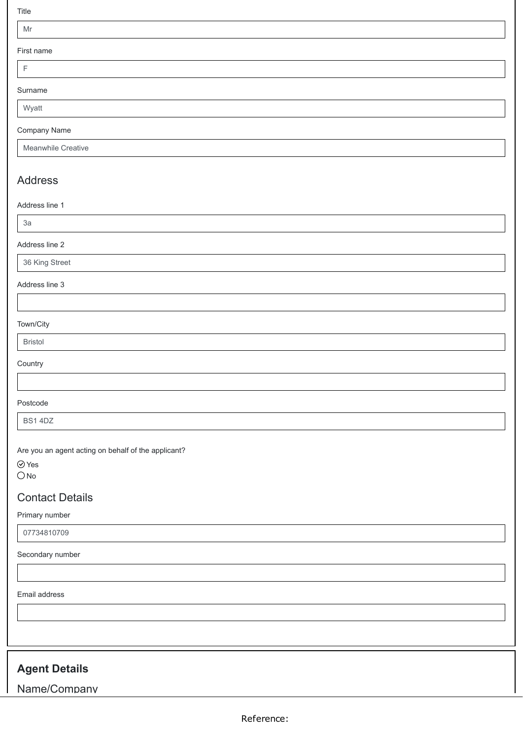Title

Mr

First name

F

Surname

Wyatt

Company Name

Meanwhile Creative

## Address

Address line 1

3a

Address line 2

36 King Street

Address line 3

Town/City

Bristol

Country

Postcode

BS1 4DZ

Are you an agent acting on behalf of the applicant?

- [x] Yes
- [ ] No

## Contact Details

Primary number

07734810709

Secondary number

Email address

### Agent Details

## Name/Company

Reference: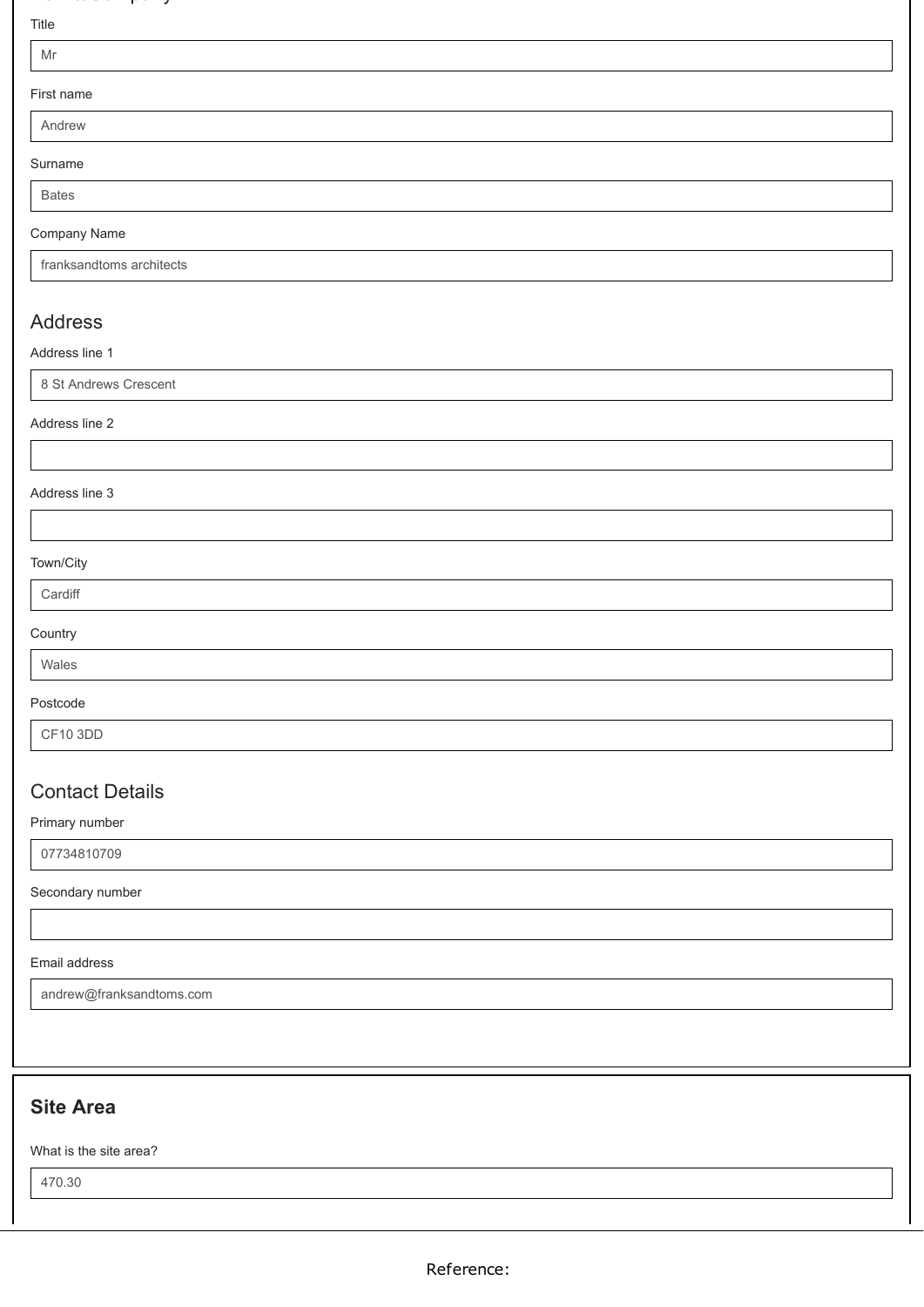Title

Mr

First name

Andrew

Surname

Bates

Company Name

franksandtoms architects

## Address

Address line 1

8 St Andrews Crescent

Address line 2

Address line 3

Town/City

Cardiff

Country

Wales

Postcode

CF10 3DD

## Contact Details

Primary number

07734810709

Secondary number

Email address

andrew@franksandtoms.com

## Site Area

What is the site area?

470.30

Reference: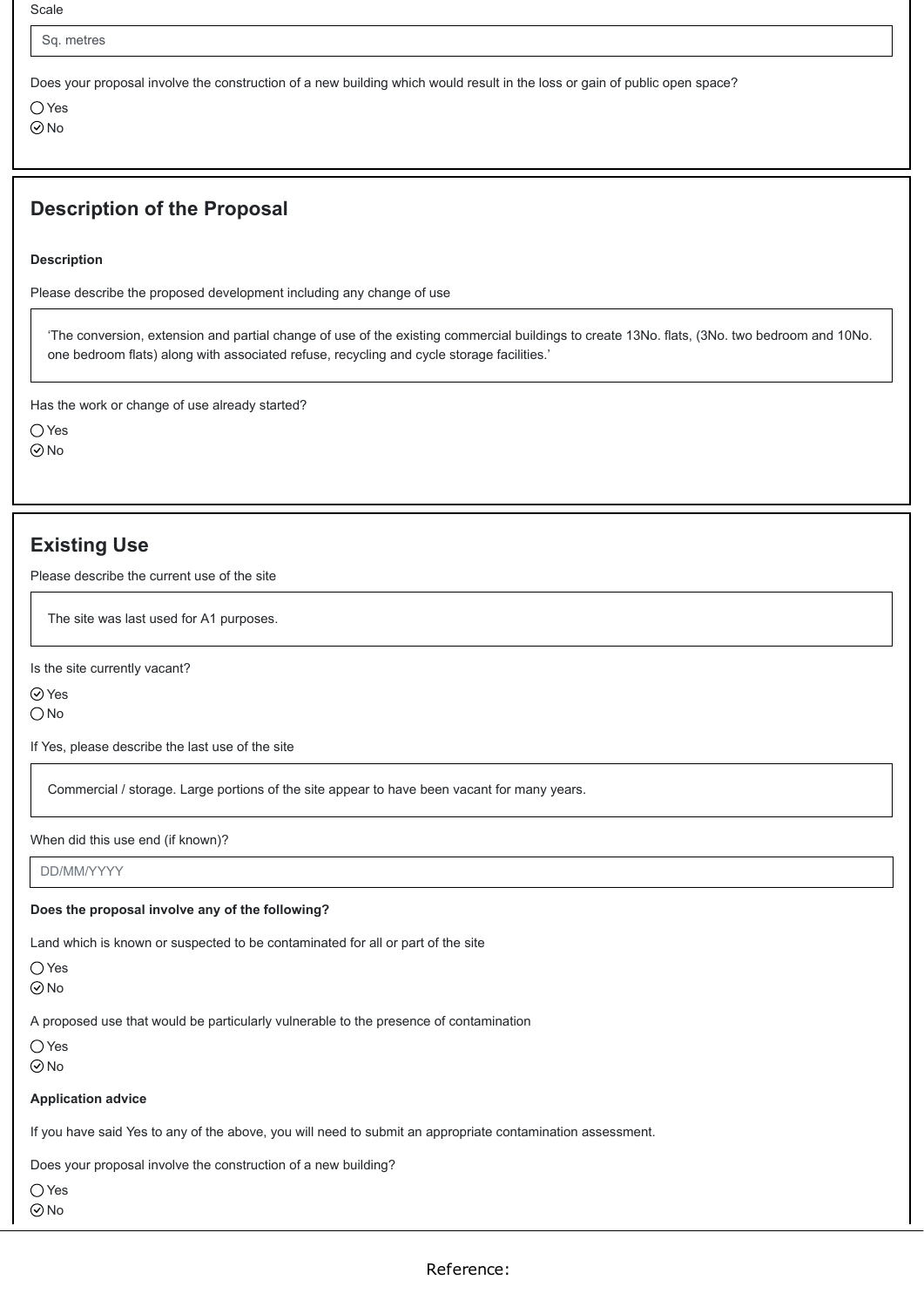Scale

Sq. metres

Does your proposal involve the construction of a new building which would result in the loss or gain of public open space?

◯ Yes
⊘ No

## Description of the Proposal

**Description**

Please describe the proposed development including any change of use

‘The conversion, extension and partial change of use of the existing commercial buildings to create 13No. flats, (3No. two bedroom and 10No. one bedroom flats) along with associated refuse, recycling and cycle storage facilities.’

Has the work or change of use already started?

◯ Yes
⊘ No

## Existing Use

Please describe the current use of the site

The site was last used for A1 purposes.

Is the site currently vacant?

⊘ Yes
◯ No

If Yes, please describe the last use of the site

Commercial / storage. Large portions of the site appear to have been vacant for many years.

When did this use end (if known)?

DD/MM/YYYY

**Does the proposal involve any of the following?**

Land which is known or suspected to be contaminated for all or part of the site

◯ Yes
⊘ No

A proposed use that would be particularly vulnerable to the presence of contamination

◯ Yes
⊘ No

**Application advice**

If you have said Yes to any of the above, you will need to submit an appropriate contamination assessment.

Does your proposal involve the construction of a new building?

◯ Yes
⊘ No

Reference: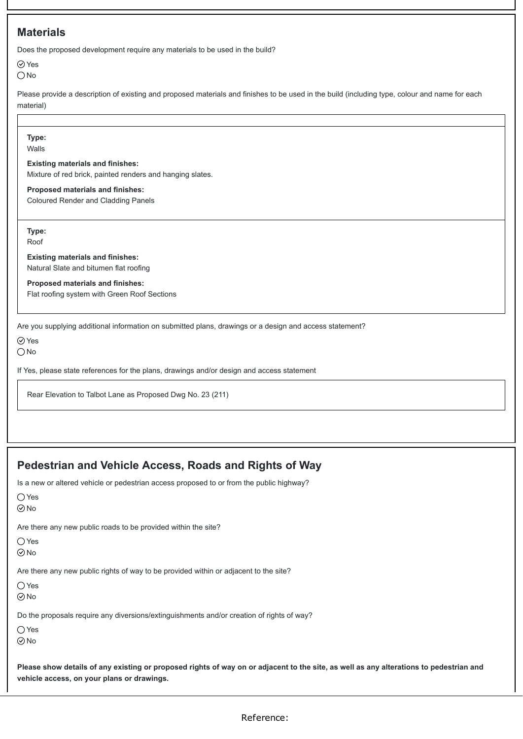## Materials

Does the proposed development require any materials to be used in the build?

- [x] Yes
- [ ] No

Please provide a description of existing and proposed materials and finishes to be used in the build (including type, colour and name for each material)

**Type:**
Walls

**Existing materials and finishes:**
Mixture of red brick, painted renders and hanging slates.

**Proposed materials and finishes:**
Coloured Render and Cladding Panels

**Type:**
Roof

**Existing materials and finishes:**
Natural Slate and bitumen flat roofing

**Proposed materials and finishes:**
Flat roofing system with Green Roof Sections

Are you supplying additional information on submitted plans, drawings or a design and access statement?

- [x] Yes
- [ ] No

If Yes, please state references for the plans, drawings and/or design and access statement

Rear Elevation to Talbot Lane as Proposed Dwg No. 23 (211)

## Pedestrian and Vehicle Access, Roads and Rights of Way

Is a new or altered vehicle or pedestrian access proposed to or from the public highway?

- [ ] Yes
- [x] No

Are there any new public roads to be provided within the site?

- [ ] Yes
- [x] No

Are there any new public rights of way to be provided within or adjacent to the site?

- [ ] Yes
- [x] No

Do the proposals require any diversions/extinguishments and/or creation of rights of way?

- [ ] Yes
- [x] No

**Please show details of any existing or proposed rights of way on or adjacent to the site, as well as any alterations to pedestrian and vehicle access, on your plans or drawings.**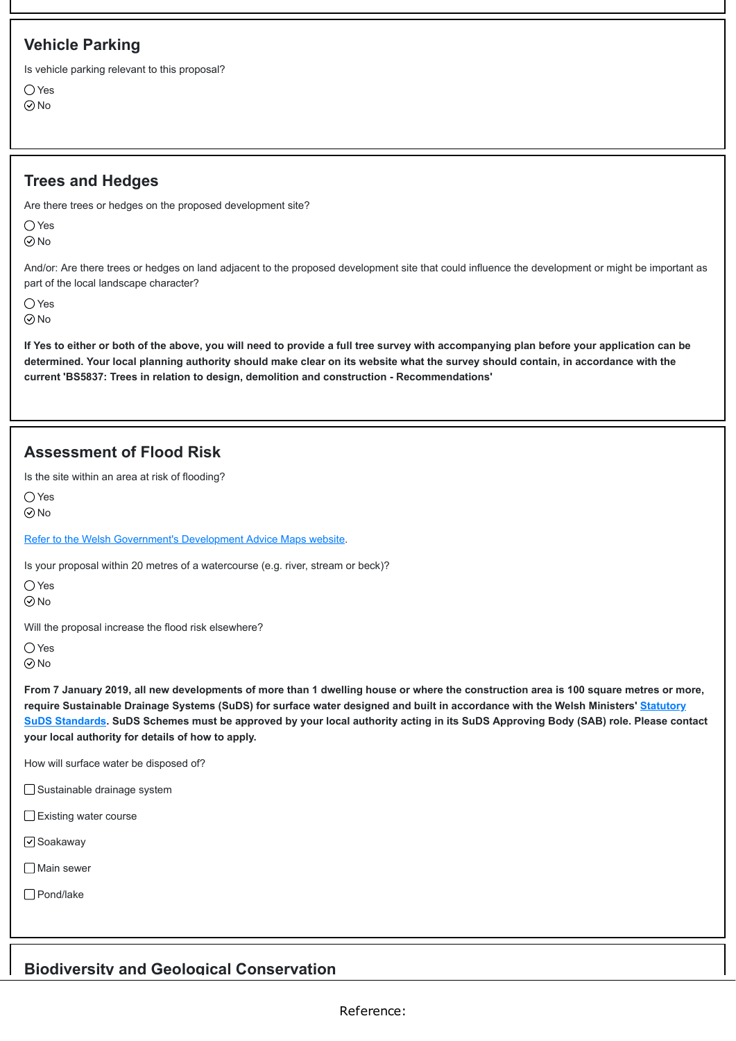## Vehicle Parking

Is vehicle parking relevant to this proposal?

- ◯ Yes
- ☑ No

## Trees and Hedges

Are there trees or hedges on the proposed development site?

- ◯ Yes
- ☑ No

And/or: Are there trees or hedges on land adjacent to the proposed development site that could influence the development or might be important as part of the local landscape character?

- ◯ Yes
- ☑ No

**If Yes to either or both of the above, you will need to provide a full tree survey with accompanying plan before your application can be determined. Your local planning authority should make clear on its website what the survey should contain, in accordance with the current 'BS5837: Trees in relation to design, demolition and construction - Recommendations'**

## Assessment of Flood Risk

Is the site within an area at risk of flooding?

- ◯ Yes
- ☑ No

Refer to the Welsh Government's Development Advice Maps website.

Is your proposal within 20 metres of a watercourse (e.g. river, stream or beck)?

- ◯ Yes
- ☑ No

Will the proposal increase the flood risk elsewhere?

- ◯ Yes
- ☑ No

**From 7 January 2019, all new developments of more than 1 dwelling house or where the construction area is 100 square metres or more, require Sustainable Drainage Systems (SuDS) for surface water designed and built in accordance with the Welsh Ministers' Statutory SuDS Standards. SuDS Schemes must be approved by your local authority acting in its SuDS Approving Body (SAB) role. Please contact your local authority for details of how to apply.**

How will surface water be disposed of?

- ☐ Sustainable drainage system
- ☐ Existing water course
- ☑ Soakaway
- ☐ Main sewer
- ☐ Pond/lake

## Biodiversity and Geological Conservation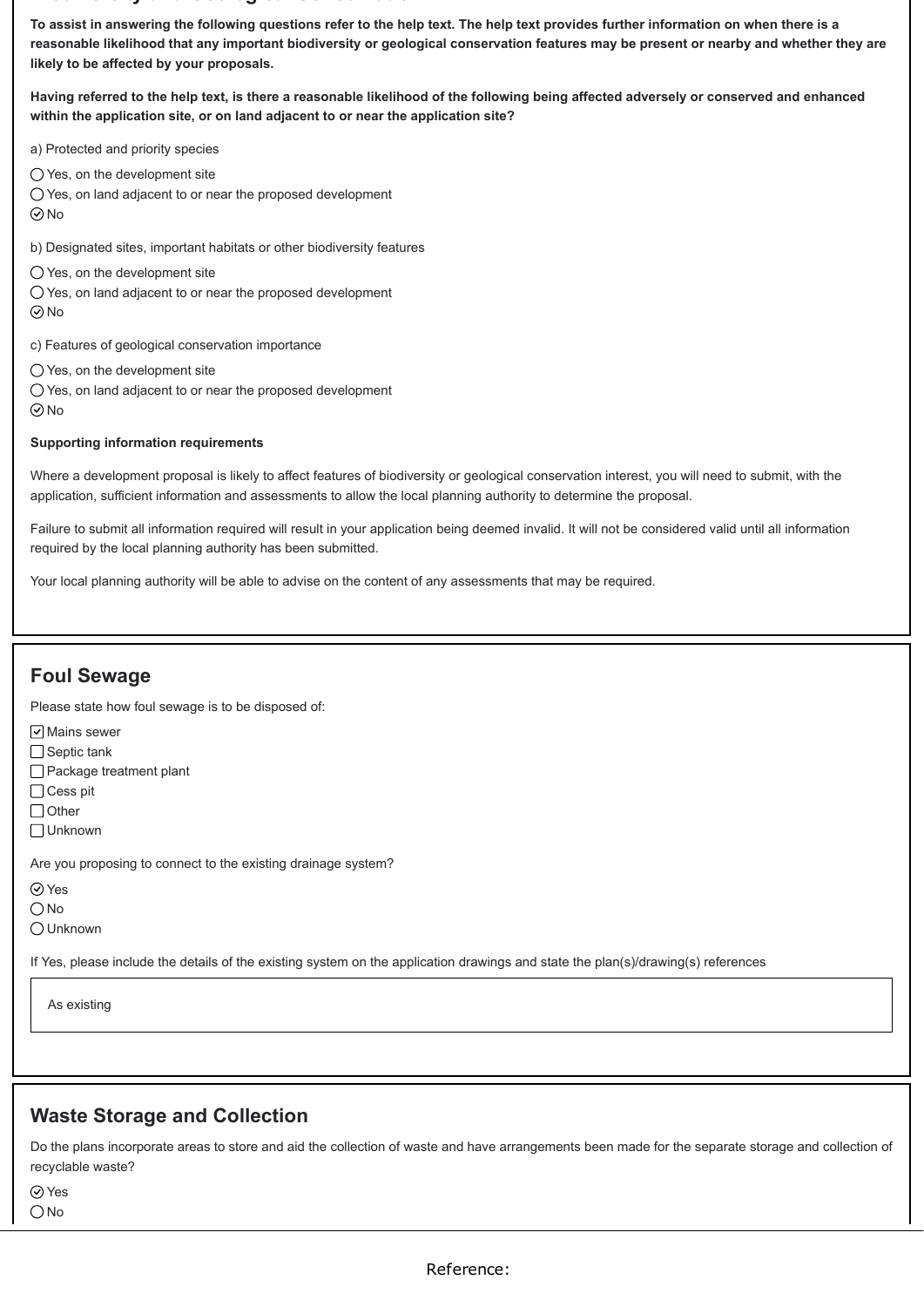**To assist in answering the following questions refer to the help text. The help text provides further information on when there is a reasonable likelihood that any important biodiversity or geological conservation features may be present or nearby and whether they are likely to be affected by your proposals.**

**Having referred to the help text, is there a reasonable likelihood of the following being affected adversely or conserved and enhanced within the application site, or on land adjacent to or near the application site?**

a) Protected and priority species

- ◯ Yes, on the development site
- ◯ Yes, on land adjacent to or near the proposed development
- ☑ No

b) Designated sites, important habitats or other biodiversity features

- ◯ Yes, on the development site
- ◯ Yes, on land adjacent to or near the proposed development
- ☑ No

c) Features of geological conservation importance

- ◯ Yes, on the development site
- ◯ Yes, on land adjacent to or near the proposed development
- ☑ No

**Supporting information requirements**

Where a development proposal is likely to affect features of biodiversity or geological conservation interest, you will need to submit, with the application, sufficient information and assessments to allow the local planning authority to determine the proposal.

Failure to submit all information required will result in your application being deemed invalid. It will not be considered valid until all information required by the local planning authority has been submitted.

Your local planning authority will be able to advise on the content of any assessments that may be required.

## Foul Sewage

Please state how foul sewage is to be disposed of:

- ☑ Mains sewer
- ☐ Septic tank
- ☐ Package treatment plant
- ☐ Cess pit
- ☐ Other
- ☐ Unknown

Are you proposing to connect to the existing drainage system?

- ☑ Yes
- ◯ No
- ◯ Unknown

If Yes, please include the details of the existing system on the application drawings and state the plan(s)/drawing(s) references

As existing

## Waste Storage and Collection

Do the plans incorporate areas to store and aid the collection of waste and have arrangements been made for the separate storage and collection of recyclable waste?

- ☑ Yes
- ◯ No

Reference: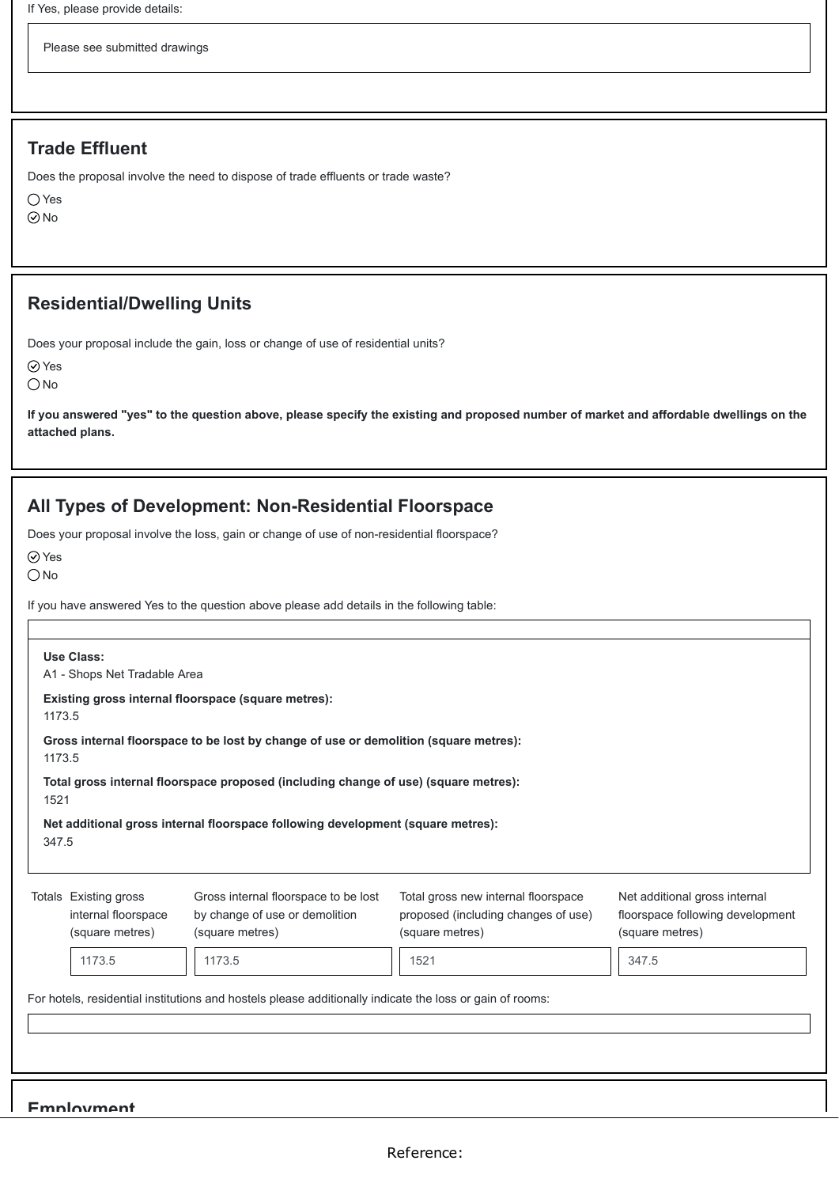If Yes, please provide details:

Please see submitted drawings

## Trade Effluent

Does the proposal involve the need to dispose of trade effluents or trade waste?

- ◯ Yes
- ☑ No

## Residential/Dwelling Units

Does your proposal include the gain, loss or change of use of residential units?

- ☑ Yes
- ◯ No

**If you answered "yes" to the question above, please specify the existing and proposed number of market and affordable dwellings on the attached plans.**

## All Types of Development: Non-Residential Floorspace

Does your proposal involve the loss, gain or change of use of non-residential floorspace?

- ☑ Yes
- ◯ No

If you have answered Yes to the question above please add details in the following table:

**Use Class:**
A1 - Shops Net Tradable Area

**Existing gross internal floorspace (square metres):**
1173.5

**Gross internal floorspace to be lost by change of use or demolition (square metres):**
1173.5

**Total gross internal floorspace proposed (including change of use) (square metres):**
1521

**Net additional gross internal floorspace following development (square metres):**
347.5

| Totals | Existing gross internal floorspace (square metres) | Gross internal floorspace to be lost by change of use or demolition (square metres) | Total gross new internal floorspace proposed (including changes of use) (square metres) | Net additional gross internal floorspace following development (square metres) |
|---|---|---|---|---|
| | 1173.5 | 1173.5 | 1521 | 347.5 |

For hotels, residential institutions and hostels please additionally indicate the loss or gain of rooms:

## Employment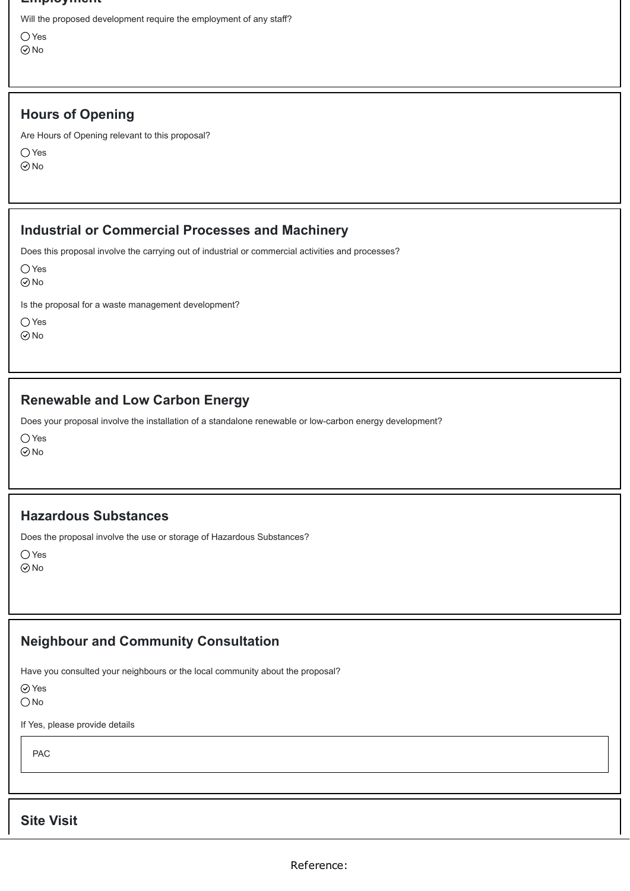Will the proposed development require the employment of any staff?

- ◯ Yes
- ⊘ No

## Hours of Opening

Are Hours of Opening relevant to this proposal?

- ◯ Yes
- ⊘ No

## Industrial or Commercial Processes and Machinery

Does this proposal involve the carrying out of industrial or commercial activities and processes?

- ◯ Yes
- ⊘ No

Is the proposal for a waste management development?

- ◯ Yes
- ⊘ No

## Renewable and Low Carbon Energy

Does your proposal involve the installation of a standalone renewable or low-carbon energy development?

- ◯ Yes
- ⊘ No

## Hazardous Substances

Does the proposal involve the use or storage of Hazardous Substances?

- ◯ Yes
- ⊘ No

## Neighbour and Community Consultation

Have you consulted your neighbours or the local community about the proposal?

- ⊘ Yes
- ◯ No

If Yes, please provide details

PAC

## Site Visit

Reference: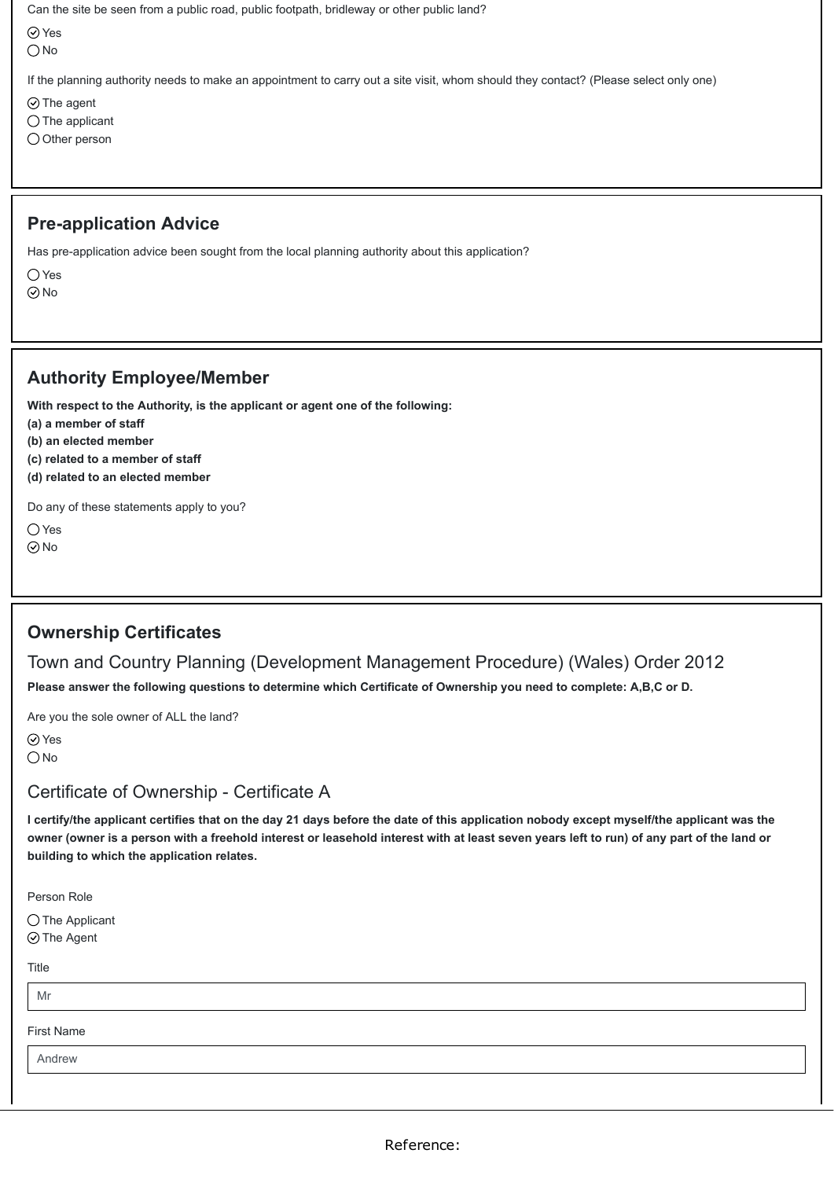Can the site be seen from a public road, public footpath, bridleway or other public land?

- ☑ Yes
- ☐ No

If the planning authority needs to make an appointment to carry out a site visit, whom should they contact? (Please select only one)

- ☑ The agent
- ☐ The applicant
- ☐ Other person

## Pre-application Advice

Has pre-application advice been sought from the local planning authority about this application?

- ☐ Yes
- ☑ No

## Authority Employee/Member

**With respect to the Authority, is the applicant or agent one of the following:**
**(a) a member of staff**
**(b) an elected member**
**(c) related to a member of staff**
**(d) related to an elected member**

Do any of these statements apply to you?

- ☐ Yes
- ☑ No

## Ownership Certificates

### Town and Country Planning (Development Management Procedure) (Wales) Order 2012

**Please answer the following questions to determine which Certificate of Ownership you need to complete: A,B,C or D.**

Are you the sole owner of ALL the land?

- ☑ Yes
- ☐ No

### Certificate of Ownership - Certificate A

**I certify/the applicant certifies that on the day 21 days before the date of this application nobody except myself/the applicant was the owner (owner is a person with a freehold interest or leasehold interest with at least seven years left to run) of any part of the land or building to which the application relates.**

Person Role

- ☐ The Applicant
- ☑ The Agent

Title

Mr

First Name

Andrew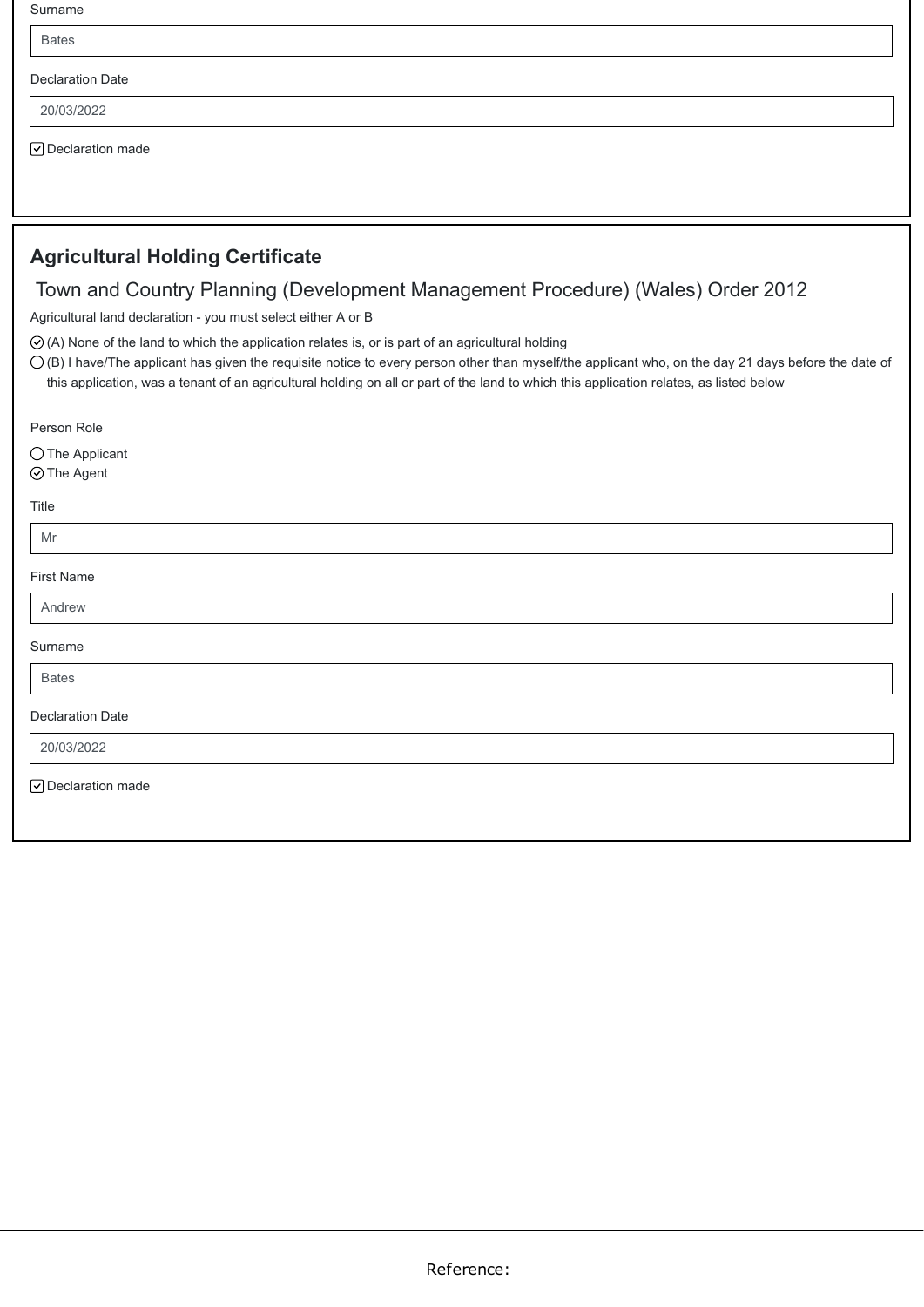Surname

Bates

Declaration Date

20/03/2022

☑ Declaration made

## Agricultural Holding Certificate

### Town and Country Planning (Development Management Procedure) (Wales) Order 2012

Agricultural land declaration - you must select either A or B

- ◉ (A) None of the land to which the application relates is, or is part of an agricultural holding
- ○ (B) I have/The applicant has given the requisite notice to every person other than myself/the applicant who, on the day 21 days before the date of this application, was a tenant of an agricultural holding on all or part of the land to which this application relates, as listed below

Person Role

- ○ The Applicant
- ◉ The Agent

Title

Mr

First Name

Andrew

Surname

Bates

Declaration Date

20/03/2022

☑ Declaration made

Reference: